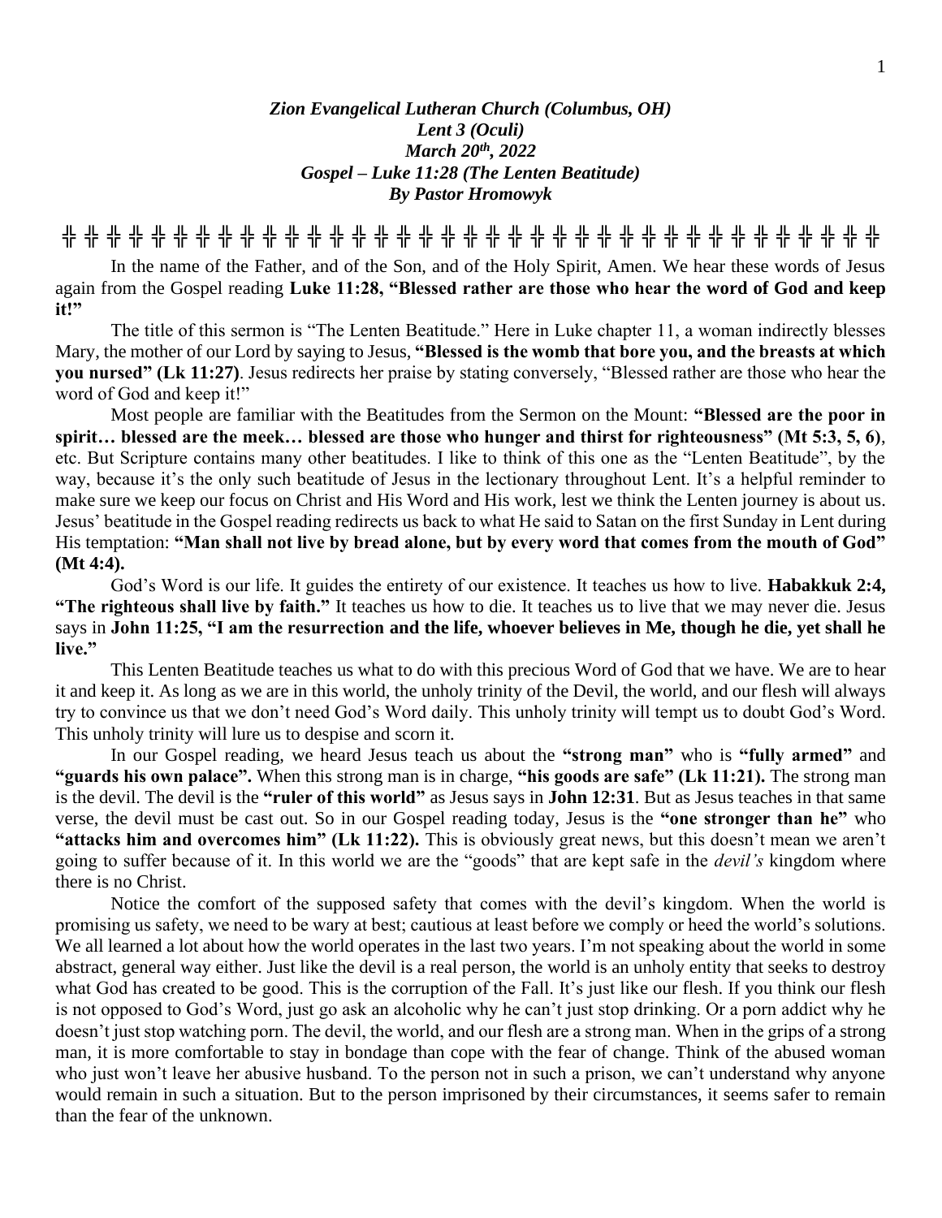***Zion Evangelical Lutheran Church (Columbus, OH)***
***Lent 3 (Oculi)***
***March 20th, 2022***
***Gospel – Luke 11:28 (The Lenten Beatitude)***
***By Pastor Hromowyk***

╬ ╬ ╬ ╬ ╬ ╬ ╬ ╬ ╬ ╬ ╬ ╬ ╬ ╬ ╬ ╬ ╬ ╬ ╬ ╬ ╬ ╬ ╬ ╬ ╬ ╬ ╬ ╬ ╬ ╬ ╬ ╬ ╬ ╬ ╬ ╬ ╬ ╬ ╬ ╬ ╬ ╬

In the name of the Father, and of the Son, and of the Holy Spirit, Amen. We hear these words of Jesus again from the Gospel reading **Luke 11:28, "Blessed rather are those who hear the word of God and keep it!"**

The title of this sermon is "The Lenten Beatitude." Here in Luke chapter 11, a woman indirectly blesses Mary, the mother of our Lord by saying to Jesus, **"Blessed is the womb that bore you, and the breasts at which you nursed" (Lk 11:27)**. Jesus redirects her praise by stating conversely, "Blessed rather are those who hear the word of God and keep it!"

Most people are familiar with the Beatitudes from the Sermon on the Mount: **"Blessed are the poor in spirit… blessed are the meek… blessed are those who hunger and thirst for righteousness" (Mt 5:3, 5, 6)**, etc. But Scripture contains many other beatitudes. I like to think of this one as the "Lenten Beatitude", by the way, because it's the only such beatitude of Jesus in the lectionary throughout Lent. It's a helpful reminder to make sure we keep our focus on Christ and His Word and His work, lest we think the Lenten journey is about us. Jesus' beatitude in the Gospel reading redirects us back to what He said to Satan on the first Sunday in Lent during His temptation: **"Man shall not live by bread alone, but by every word that comes from the mouth of God" (Mt 4:4).**

God's Word is our life. It guides the entirety of our existence. It teaches us how to live. **Habakkuk 2:4, "The righteous shall live by faith."** It teaches us how to die. It teaches us to live that we may never die. Jesus says in **John 11:25, "I am the resurrection and the life, whoever believes in Me, though he die, yet shall he live."**

This Lenten Beatitude teaches us what to do with this precious Word of God that we have. We are to hear it and keep it. As long as we are in this world, the unholy trinity of the Devil, the world, and our flesh will always try to convince us that we don't need God's Word daily. This unholy trinity will tempt us to doubt God's Word. This unholy trinity will lure us to despise and scorn it.

In our Gospel reading, we heard Jesus teach us about the **"strong man"** who is **"fully armed"** and **"guards his own palace".** When this strong man is in charge, **"his goods are safe" (Lk 11:21).** The strong man is the devil. The devil is the **"ruler of this world"** as Jesus says in **John 12:31**. But as Jesus teaches in that same verse, the devil must be cast out. So in our Gospel reading today, Jesus is the **"one stronger than he"** who **"attacks him and overcomes him" (Lk 11:22).** This is obviously great news, but this doesn't mean we aren't going to suffer because of it. In this world we are the "goods" that are kept safe in the *devil's* kingdom where there is no Christ.

Notice the comfort of the supposed safety that comes with the devil's kingdom. When the world is promising us safety, we need to be wary at best; cautious at least before we comply or heed the world's solutions. We all learned a lot about how the world operates in the last two years. I'm not speaking about the world in some abstract, general way either. Just like the devil is a real person, the world is an unholy entity that seeks to destroy what God has created to be good. This is the corruption of the Fall. It's just like our flesh. If you think our flesh is not opposed to God's Word, just go ask an alcoholic why he can't just stop drinking. Or a porn addict why he doesn't just stop watching porn. The devil, the world, and our flesh are a strong man. When in the grips of a strong man, it is more comfortable to stay in bondage than cope with the fear of change. Think of the abused woman who just won't leave her abusive husband. To the person not in such a prison, we can't understand why anyone would remain in such a situation. But to the person imprisoned by their circumstances, it seems safer to remain than the fear of the unknown.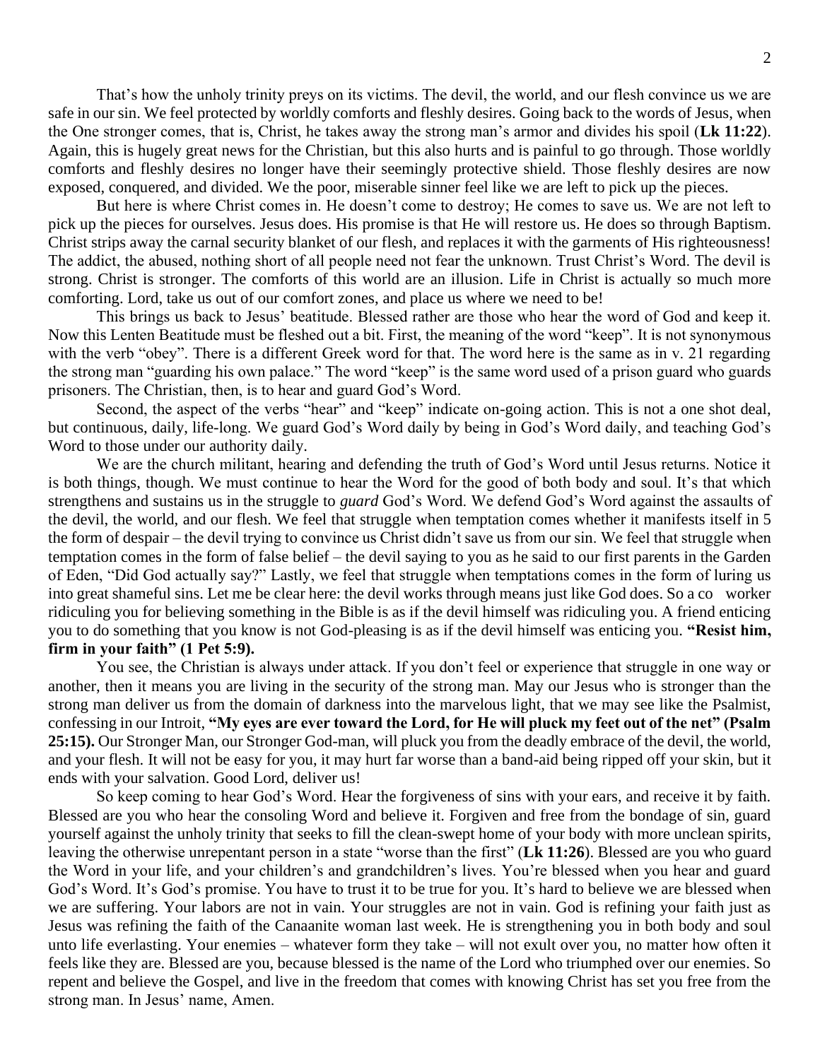That's how the unholy trinity preys on its victims. The devil, the world, and our flesh convince us we are safe in our sin. We feel protected by worldly comforts and fleshly desires. Going back to the words of Jesus, when the One stronger comes, that is, Christ, he takes away the strong man's armor and divides his spoil (**Lk 11:22**). Again, this is hugely great news for the Christian, but this also hurts and is painful to go through. Those worldly comforts and fleshly desires no longer have their seemingly protective shield. Those fleshly desires are now exposed, conquered, and divided. We the poor, miserable sinner feel like we are left to pick up the pieces.

But here is where Christ comes in. He doesn't come to destroy; He comes to save us. We are not left to pick up the pieces for ourselves. Jesus does. His promise is that He will restore us. He does so through Baptism. Christ strips away the carnal security blanket of our flesh, and replaces it with the garments of His righteousness! The addict, the abused, nothing short of all people need not fear the unknown. Trust Christ's Word. The devil is strong. Christ is stronger. The comforts of this world are an illusion. Life in Christ is actually so much more comforting. Lord, take us out of our comfort zones, and place us where we need to be!

This brings us back to Jesus' beatitude. Blessed rather are those who hear the word of God and keep it. Now this Lenten Beatitude must be fleshed out a bit. First, the meaning of the word "keep". It is not synonymous with the verb "obey". There is a different Greek word for that. The word here is the same as in v. 21 regarding the strong man "guarding his own palace." The word "keep" is the same word used of a prison guard who guards prisoners. The Christian, then, is to hear and guard God's Word.

Second, the aspect of the verbs "hear" and "keep" indicate on-going action. This is not a one shot deal, but continuous, daily, life-long. We guard God's Word daily by being in God's Word daily, and teaching God's Word to those under our authority daily.

We are the church militant, hearing and defending the truth of God's Word until Jesus returns. Notice it is both things, though. We must continue to hear the Word for the good of both body and soul. It's that which strengthens and sustains us in the struggle to *guard* God's Word. We defend God's Word against the assaults of the devil, the world, and our flesh. We feel that struggle when temptation comes whether it manifests itself in 5 the form of despair – the devil trying to convince us Christ didn't save us from our sin. We feel that struggle when temptation comes in the form of false belief – the devil saying to you as he said to our first parents in the Garden of Eden, "Did God actually say?" Lastly, we feel that struggle when temptations comes in the form of luring us into great shameful sins. Let me be clear here: the devil works through means just like God does. So a co worker ridiculing you for believing something in the Bible is as if the devil himself was ridiculing you. A friend enticing you to do something that you know is not God-pleasing is as if the devil himself was enticing you. **"Resist him, firm in your faith" (1 Pet 5:9).**

You see, the Christian is always under attack. If you don't feel or experience that struggle in one way or another, then it means you are living in the security of the strong man. May our Jesus who is stronger than the strong man deliver us from the domain of darkness into the marvelous light, that we may see like the Psalmist, confessing in our Introit, **"My eyes are ever toward the Lord, for He will pluck my feet out of the net" (Psalm 25:15).** Our Stronger Man, our Stronger God-man, will pluck you from the deadly embrace of the devil, the world, and your flesh. It will not be easy for you, it may hurt far worse than a band-aid being ripped off your skin, but it ends with your salvation. Good Lord, deliver us!

So keep coming to hear God's Word. Hear the forgiveness of sins with your ears, and receive it by faith. Blessed are you who hear the consoling Word and believe it. Forgiven and free from the bondage of sin, guard yourself against the unholy trinity that seeks to fill the clean-swept home of your body with more unclean spirits, leaving the otherwise unrepentant person in a state "worse than the first" (**Lk 11:26**). Blessed are you who guard the Word in your life, and your children's and grandchildren's lives. You're blessed when you hear and guard God's Word. It's God's promise. You have to trust it to be true for you. It's hard to believe we are blessed when we are suffering. Your labors are not in vain. Your struggles are not in vain. God is refining your faith just as Jesus was refining the faith of the Canaanite woman last week. He is strengthening you in both body and soul unto life everlasting. Your enemies – whatever form they take – will not exult over you, no matter how often it feels like they are. Blessed are you, because blessed is the name of the Lord who triumphed over our enemies. So repent and believe the Gospel, and live in the freedom that comes with knowing Christ has set you free from the strong man. In Jesus' name, Amen.